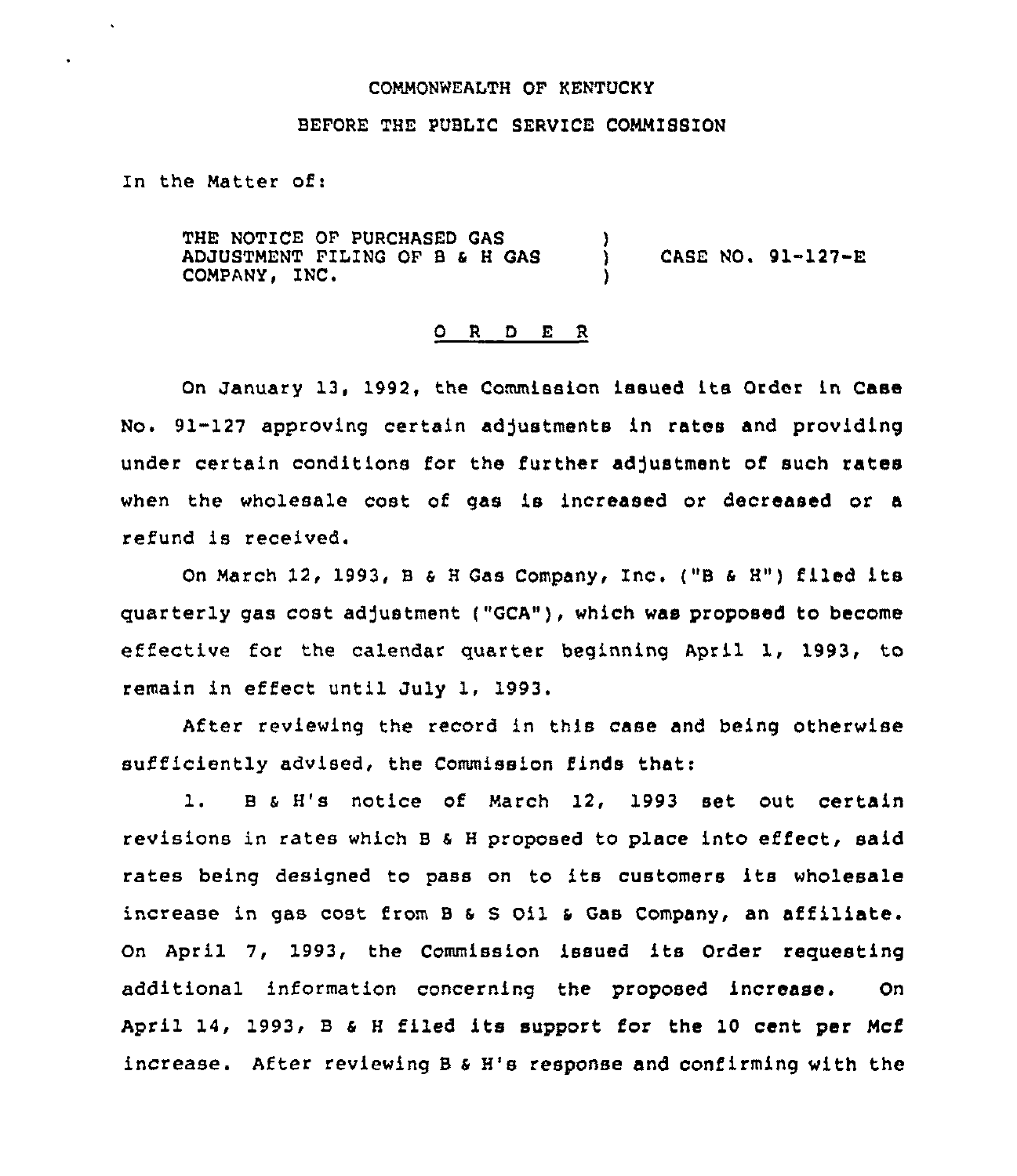COMMONWEALTH OF KENTUCKY

BEFORE THE PUBLIC SERVICE COMMISSION

In the Matter of:

| | | |
|---|---|---|
| THE NOTICE OF PURCHASED GAS ADJUSTMENT FILING OF B & H GAS COMPANY, INC. | ) ) ) | CASE NO. 91-127-E |

## O R D E R

On January 13, 1992, the Commission issued its Order in Case No. 91-127 approving certain adjustments in rates and providing under certain conditions for the further adjustment of such rates when the wholesale cost of gas is increased or decreased or a refund is received.

On March 12, 1993, B & H Gas Company, Inc. ("B & H") filed its quarterly gas cost adjustment ("GCA"), which was proposed to become effective for the calendar quarter beginning April 1, 1993, to remain in effect until July 1, 1993.

After reviewing the record in this case and being otherwise sufficiently advised, the Commission finds that:

1. B & H's notice of March 12, 1993 set out certain revisions in rates which B & H proposed to place into effect, said rates being designed to pass on to its customers its wholesale increase in gas cost from B & S Oil & Gas Company, an affiliate. On April 7, 1993, the Commission issued its Order requesting additional information concerning the proposed increase. On April 14, 1993, B & H filed its support for the 10 cent per Mcf increase. After reviewing B & H's response and confirming with the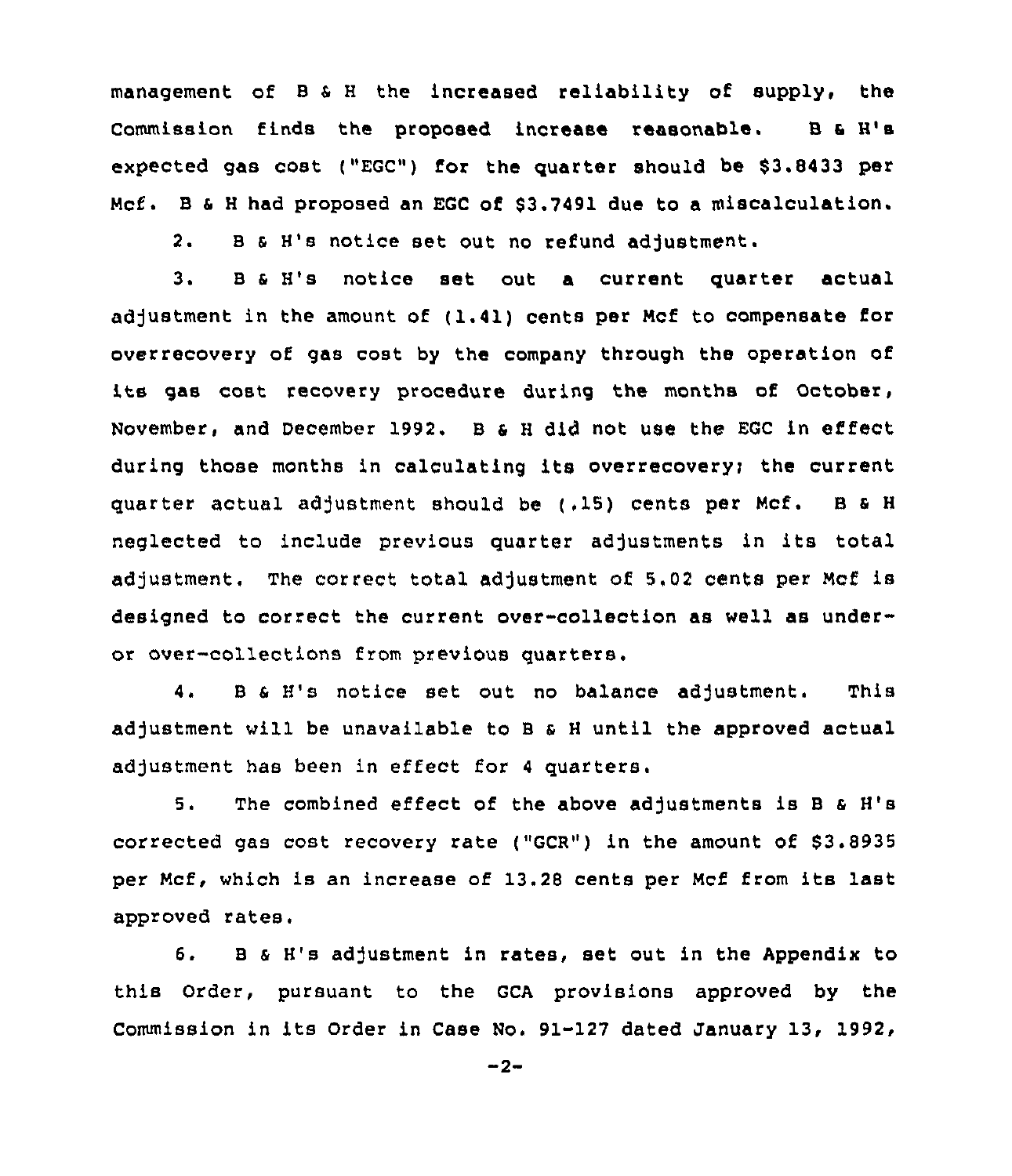management of B & H the increased reliability of supply, the Commission finds the proposed increase reasonable. B & H's expected gas cost ("EGC") for the quarter should be $3.8433 per Mcf. B & H had proposed an EGC of $3.7491 due to a miscalculation.

2. B & H's notice set out no refund adjustment.

3. B & H's notice set out a current quarter actual adjustment in the amount of (1.41) cents per Mcf to compensate for overrecovery of gas cost by the company through the operation of its gas cost recovery procedure during the months of October, November, and December 1992. B & H did not use the EGC in effect during those months in calculating its overrecovery; the current quarter actual adjustment should be (.15) cents per Mcf. B & H neglected to include previous quarter adjustments in its total adjustment. The correct total adjustment of 5.02 cents per Mcf is designed to correct the current over-collection as well as under- or over-collections from previous quarters.

4. B & H's notice set out no balance adjustment. This adjustment will be unavailable to B & H until the approved actual adjustment has been in effect for 4 quarters.

5. The combined effect of the above adjustments is B & H's corrected gas cost recovery rate ("GCR") in the amount of $3.8935 per Mcf, which is an increase of 13.28 cents per Mcf from its last approved rates.

6. B & H's adjustment in rates, set out in the Appendix to this Order, pursuant to the GCA provisions approved by the Commission in its Order in Case No. 91-127 dated January 13, 1992,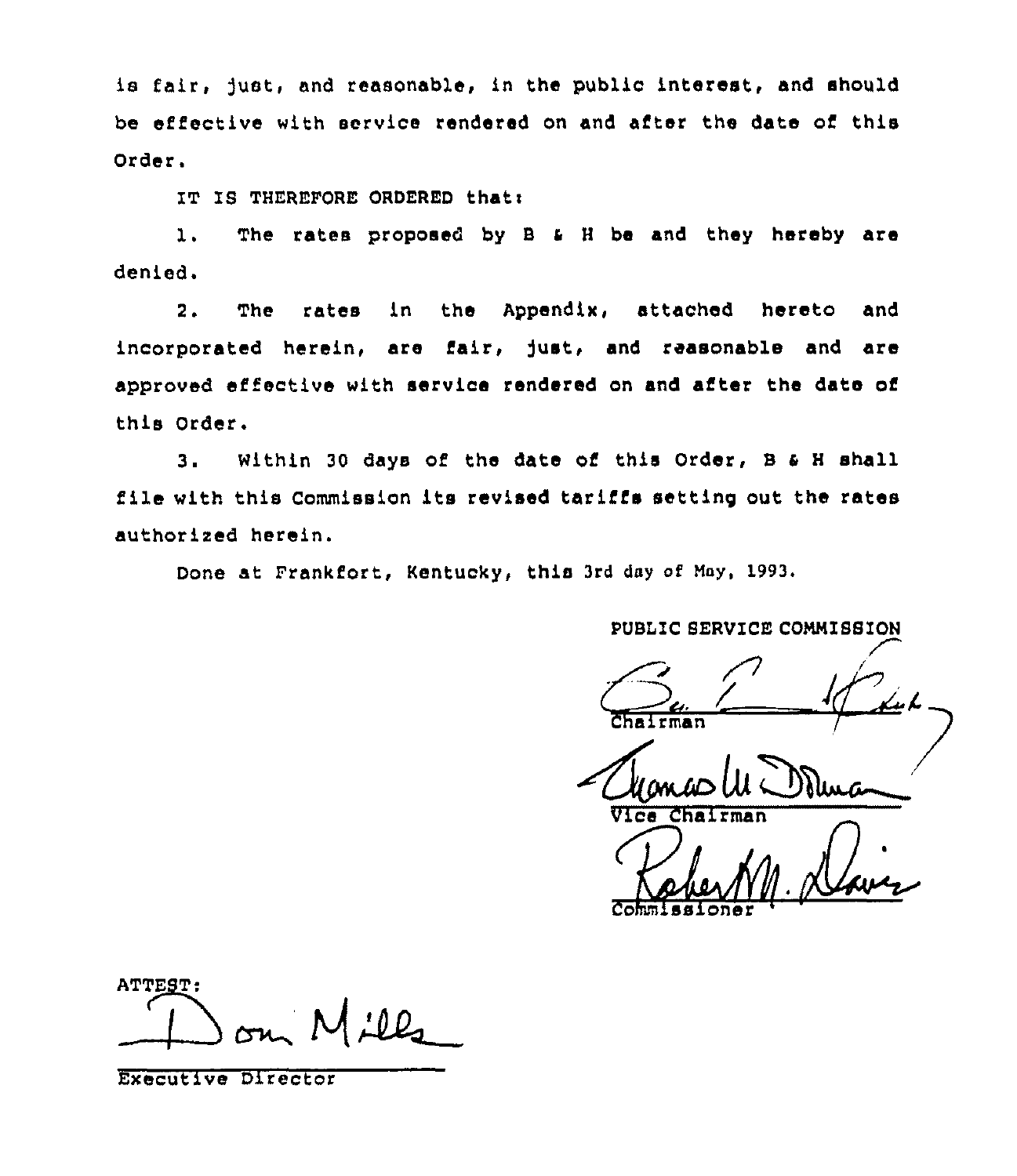is fair, just, and reasonable, in the public interest, and should be effective with service rendered on and after the date of this Order.

IT IS THEREFORE ORDERED that:

1. The rates proposed by B & H be and they hereby are denied.

2. The rates in the Appendix, attached hereto and incorporated herein, are fair, just, and reasonable and are approved effective with service rendered on and after the date of this Order.

3. Within 30 days of the date of this Order, B & H shall file with this Commission its revised tariffs setting out the rates authorized herein.

Done at Frankfort, Kentucky, this 3rd day of May, 1993.

PUBLIC SERVICE COMMISSION

Chairman

Vice Chairman

Commissioner

ATTEST:

Executive Director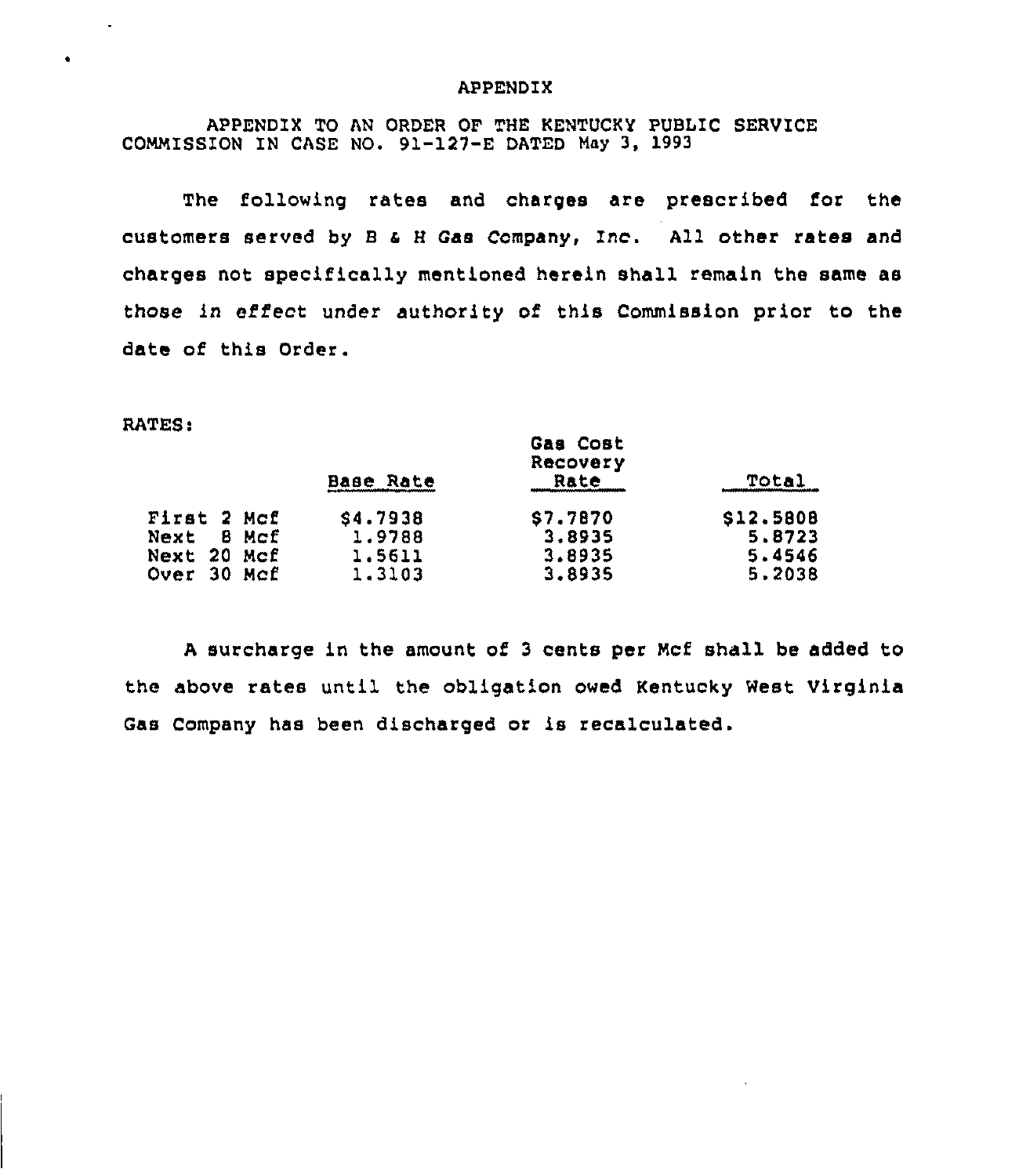# APPENDIX

APPENDIX TO AN ORDER OF THE KENTUCKY PUBLIC SERVICE COMMISSION IN CASE NO. 91-127-E DATED May 3, 1993

The following rates and charges are prescribed for the customers served by B & H Gas Company, Inc. All other rates and charges not specifically mentioned herein shall remain the same as those in effect under authority of this Commission prior to the date of this Order.

RATES:

| | Base Rate | Gas Cost Recovery Rate | Total |
|---|---|---|---|
| First 2 Mcf | $4.7938 | $7.7870 | $12.5808 |
| Next 8 Mcf | 1.9788 | 3.8935 | 5.8723 |
| Next 20 Mcf | 1.5611 | 3.8935 | 5.4546 |
| Over 30 Mcf | 1.3103 | 3.8935 | 5.2038 |

A surcharge in the amount of 3 cents per Mcf shall be added to the above rates until the obligation owed Kentucky West Virginia Gas Company has been discharged or is recalculated.